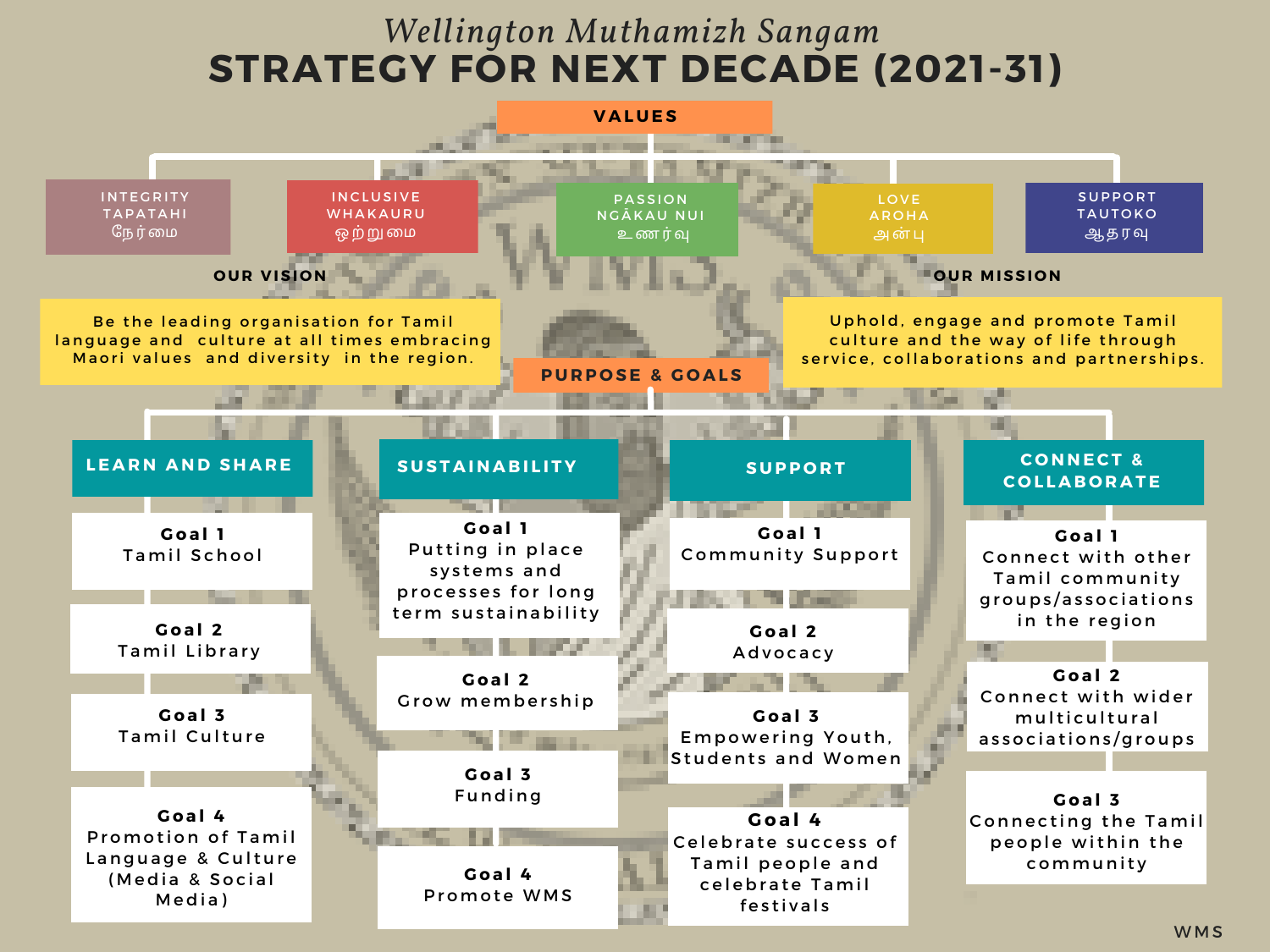*Wellington Muthamizh Sangam*

# STRATEGY FOR NEXT DECADE (2021-31)

## VALUES

- INTEGRITY / TAPATAHI / நேர்மை
- INCLUSIVE / WHAKAURU / ஒற்றுமை
- PASSION / NGĀKAU NUI / உணர்வு
- LOVE / AROHA / அன்பு
- SUPPORT / TAUTOKO / ஆதரவு

## OUR VISION

Be the leading organisation for Tamil language and culture at all times embracing Maori values and diversity in the region.

## OUR MISSION

Uphold, engage and promote Tamil culture and the way of life through service, collaborations and partnerships.

## PURPOSE & GOALS

### LEARN AND SHARE

- **Goal 1** Tamil School
- **Goal 2** Tamil Library
- **Goal 3** Tamil Culture
- **Goal 4** Promotion of Tamil Language & Culture (Media & Social Media)

### SUSTAINABILITY

- **Goal 1** Putting in place systems and processes for long term sustainability
- **Goal 2** Grow membership
- **Goal 3** Funding
- **Goal 4** Promote WMS

### SUPPORT

- **Goal 1** Community Support
- **Goal 2** Advocacy
- **Goal 3** Empowering Youth, Students and Women
- **Goal 4** Celebrate success of Tamil people and celebrate Tamil festivals

### CONNECT & COLLABORATE

- **Goal 1** Connect with other Tamil community groups/associations in the region
- **Goal 2** Connect with wider multicultural associations/groups
- **Goal 3** Connecting the Tamil people within the community

WMS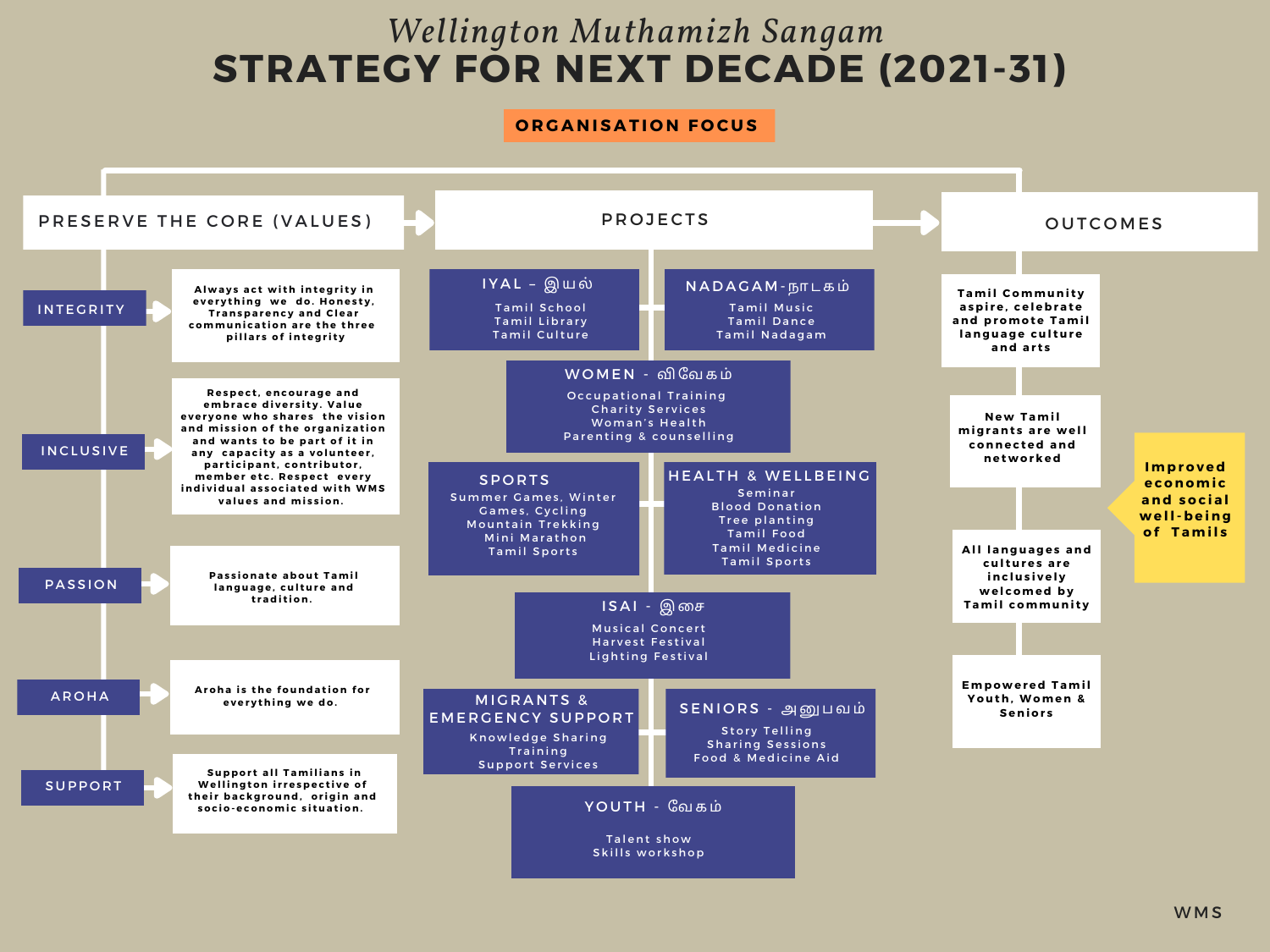*Wellington Muthamizh Sangam*

# STRATEGY FOR NEXT DECADE (2021-31)

**ORGANISATION FOCUS**

## PRESERVE THE CORE (VALUES)

**INTEGRITY**
Always act with integrity in everything we do. Honesty, Transparency and Clear communication are the three pillars of integrity

**INCLUSIVE**
Respect, encourage and embrace diversity. Value everyone who shares the vision and mission of the organization and wants to be part of it in any capacity as a volunteer, participant, contributor, member etc. Respect every individual associated with WMS values and mission.

**PASSION**
Passionate about Tamil language, culture and tradition.

**AROHA**
Aroha is the foundation for everything we do.

**SUPPORT**
Support all Tamilians in Wellington irrespective of their background, origin and socio-economic situation.

## PROJECTS

**IYAL – இயல்**
Tamil School
Tamil Library
Tamil Culture

**NADAGAM-நாடகம்**
Tamil Music
Tamil Dance
Tamil Nadagam

**WOMEN - விவேகம்**
Occupational Training
Charity Services
Woman's Health
Parenting & counselling

**SPORTS**
Summer Games, Winter Games, Cycling
Mountain Trekking
Mini Marathon
Tamil Sports

**HEALTH & WELLBEING**
Seminar
Blood Donation
Tree planting
Tamil Food
Tamil Medicine
Tamil Sports

**ISAI - இசை**
Musical Concert
Harvest Festival
Lighting Festival

**MIGRANTS & EMERGENCY SUPPORT**
Knowledge Sharing
Training
Support Services

**SENIORS - அனுபவம்**
Story Telling
Sharing Sessions
Food & Medicine Aid

**YOUTH - வேகம்**
Talent show
Skills workshop

## OUTCOMES

- Tamil Community aspire, celebrate and promote Tamil language culture and arts
- New Tamil migrants are well connected and networked
- All languages and cultures are inclusively welcomed by Tamil community
- Empowered Tamil Youth, Women & Seniors

**Improved economic and social well-being of Tamils**

WMS